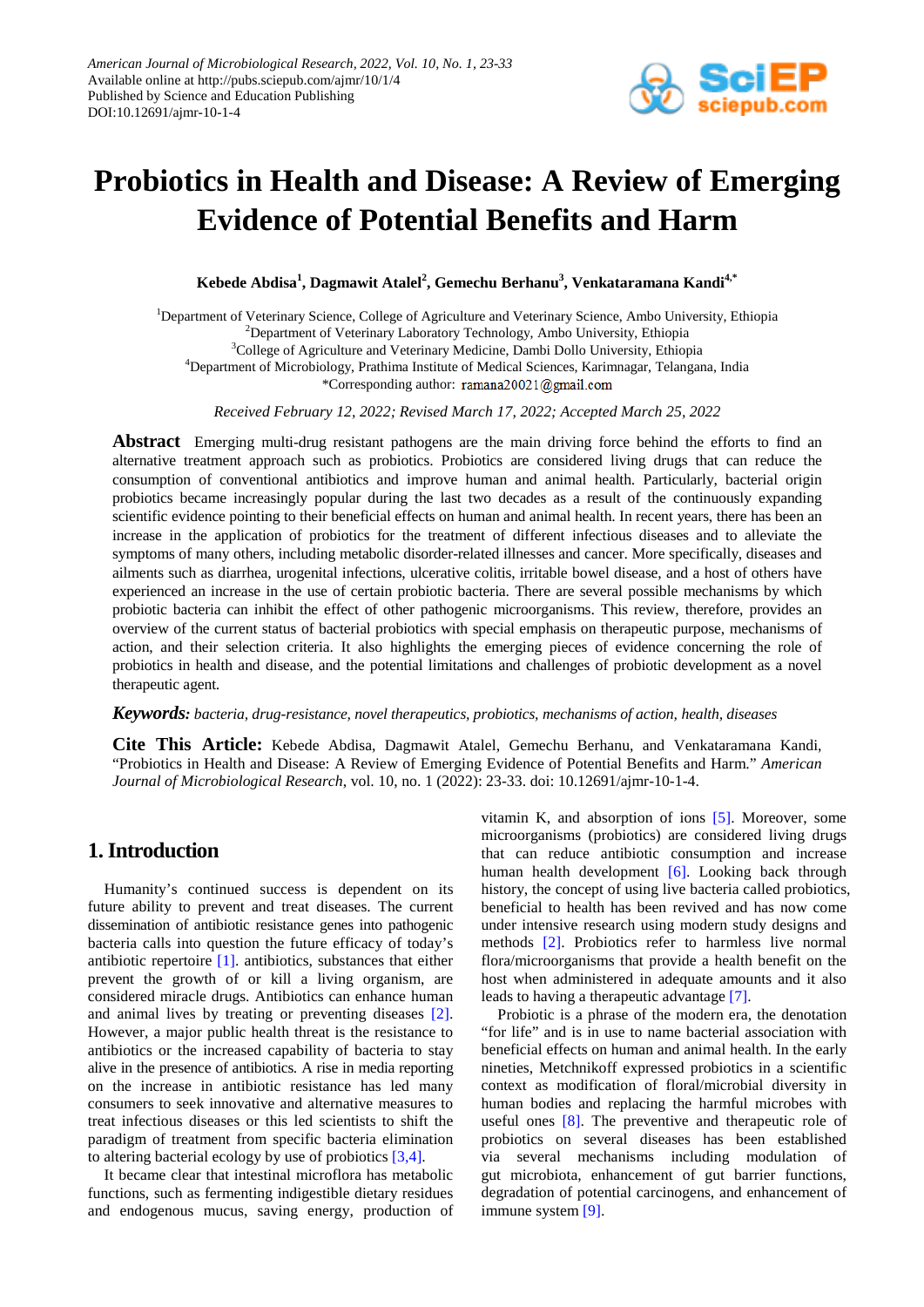# Probiotics in Health and Disease: A Review of Emerging Evidence of Potential Benefits and Harm

**Kebede Abdisa[1], Dagmawit Atalel[2], Gemechu Berhanu[3], Venkataramana Kandi[4,*]**

[1]Department of Veterinary Science, College of Agriculture and Veterinary Science, Ambo University, Ethiopia
[2]Department of Veterinary Laboratory Technology, Ambo University, Ethiopia
[3]College of Agriculture and Veterinary Medicine, Dambi Dollo University, Ethiopia
[4]Department of Microbiology, Prathima Institute of Medical Sciences, Karimnagar, Telangana, India
*Corresponding author: ramana20021@gmail.com

*Received February 12, 2022; Revised March 17, 2022; Accepted March 25, 2022*

**Abstract** Emerging multi-drug resistant pathogens are the main driving force behind the efforts to find an alternative treatment approach such as probiotics. Probiotics are considered living drugs that can reduce the consumption of conventional antibiotics and improve human and animal health. Particularly, bacterial origin probiotics became increasingly popular during the last two decades as a result of the continuously expanding scientific evidence pointing to their beneficial effects on human and animal health. In recent years, there has been an increase in the application of probiotics for the treatment of different infectious diseases and to alleviate the symptoms of many others, including metabolic disorder-related illnesses and cancer. More specifically, diseases and ailments such as diarrhea, urogenital infections, ulcerative colitis, irritable bowel disease, and a host of others have experienced an increase in the use of certain probiotic bacteria. There are several possible mechanisms by which probiotic bacteria can inhibit the effect of other pathogenic microorganisms. This review, therefore, provides an overview of the current status of bacterial probiotics with special emphasis on therapeutic purpose, mechanisms of action, and their selection criteria. It also highlights the emerging pieces of evidence concerning the role of probiotics in health and disease, and the potential limitations and challenges of probiotic development as a novel therapeutic agent.

***Keywords:*** *bacteria, drug-resistance, novel therapeutics, probiotics, mechanisms of action, health, diseases*

**Cite This Article:** Kebede Abdisa, Dagmawit Atalel, Gemechu Berhanu, and Venkataramana Kandi, "Probiotics in Health and Disease: A Review of Emerging Evidence of Potential Benefits and Harm." *American Journal of Microbiological Research*, vol. 10, no. 1 (2022): 23-33. doi: 10.12691/ajmr-10-1-4.

## 1. Introduction

Humanity's continued success is dependent on its future ability to prevent and treat diseases. The current dissemination of antibiotic resistance genes into pathogenic bacteria calls into question the future efficacy of today's antibiotic repertoire [1]. antibiotics, substances that either prevent the growth of or kill a living organism, are considered miracle drugs. Antibiotics can enhance human and animal lives by treating or preventing diseases [2]. However, a major public health threat is the resistance to antibiotics or the increased capability of bacteria to stay alive in the presence of antibiotics. A rise in media reporting on the increase in antibiotic resistance has led many consumers to seek innovative and alternative measures to treat infectious diseases or this led scientists to shift the paradigm of treatment from specific bacteria elimination to altering bacterial ecology by use of probiotics [3,4].

It became clear that intestinal microflora has metabolic functions, such as fermenting indigestible dietary residues and endogenous mucus, saving energy, production of vitamin K, and absorption of ions [5]. Moreover, some microorganisms (probiotics) are considered living drugs that can reduce antibiotic consumption and increase human health development [6]. Looking back through history, the concept of using live bacteria called probiotics, beneficial to health has been revived and has now come under intensive research using modern study designs and methods [2]. Probiotics refer to harmless live normal flora/microorganisms that provide a health benefit on the host when administered in adequate amounts and it also leads to having a therapeutic advantage [7].

Probiotic is a phrase of the modern era, the denotation "for life" and is in use to name bacterial association with beneficial effects on human and animal health. In the early nineties, Metchnikoff expressed probiotics in a scientific context as modification of floral/microbial diversity in human bodies and replacing the harmful microbes with useful ones [8]. The preventive and therapeutic role of probiotics on several diseases has been established via several mechanisms including modulation of gut microbiota, enhancement of gut barrier functions, degradation of potential carcinogens, and enhancement of immune system [9].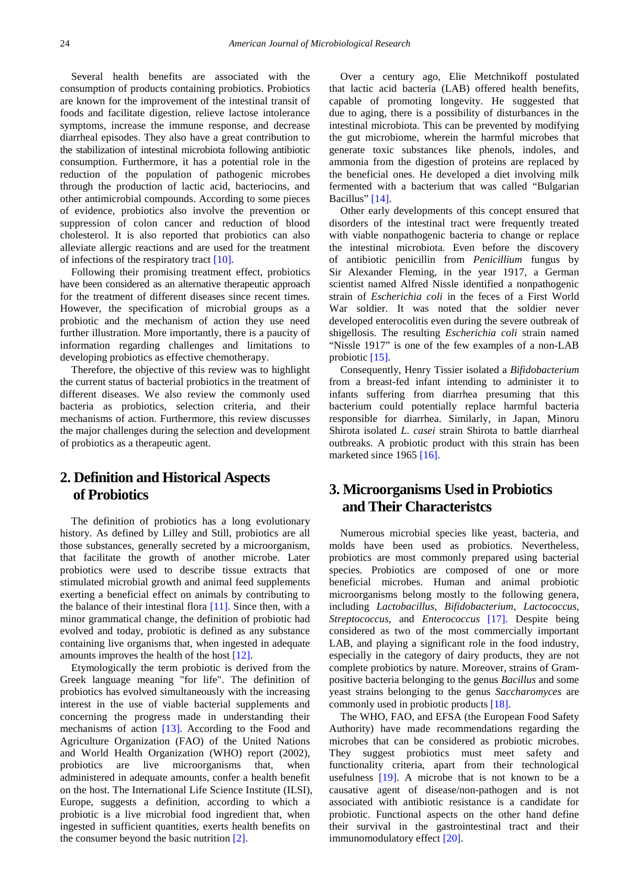Several health benefits are associated with the consumption of products containing probiotics. Probiotics are known for the improvement of the intestinal transit of foods and facilitate digestion, relieve lactose intolerance symptoms, increase the immune response, and decrease diarrheal episodes. They also have a great contribution to the stabilization of intestinal microbiota following antibiotic consumption. Furthermore, it has a potential role in the reduction of the population of pathogenic microbes through the production of lactic acid, bacteriocins, and other antimicrobial compounds. According to some pieces of evidence, probiotics also involve the prevention or suppression of colon cancer and reduction of blood cholesterol. It is also reported that probiotics can also alleviate allergic reactions and are used for the treatment of infections of the respiratory tract [10].

Following their promising treatment effect, probiotics have been considered as an alternative therapeutic approach for the treatment of different diseases since recent times. However, the specification of microbial groups as a probiotic and the mechanism of action they use need further illustration. More importantly, there is a paucity of information regarding challenges and limitations to developing probiotics as effective chemotherapy.

Therefore, the objective of this review was to highlight the current status of bacterial probiotics in the treatment of different diseases. We also review the commonly used bacteria as probiotics, selection criteria, and their mechanisms of action. Furthermore, this review discusses the major challenges during the selection and development of probiotics as a therapeutic agent.

## 2. Definition and Historical Aspects of Probiotics

The definition of probiotics has a long evolutionary history. As defined by Lilley and Still, probiotics are all those substances, generally secreted by a microorganism, that facilitate the growth of another microbe. Later probiotics were used to describe tissue extracts that stimulated microbial growth and animal feed supplements exerting a beneficial effect on animals by contributing to the balance of their intestinal flora [11]. Since then, with a minor grammatical change, the definition of probiotic had evolved and today, probiotic is defined as any substance containing live organisms that, when ingested in adequate amounts improves the health of the host [12].

Etymologically the term probiotic is derived from the Greek language meaning "for life". The definition of probiotics has evolved simultaneously with the increasing interest in the use of viable bacterial supplements and concerning the progress made in understanding their mechanisms of action [13]. According to the Food and Agriculture Organization (FAO) of the United Nations and World Health Organization (WHO) report (2002), probiotics are live microorganisms that, when administered in adequate amounts, confer a health benefit on the host. The International Life Science Institute (ILSI), Europe, suggests a definition, according to which a probiotic is a live microbial food ingredient that, when ingested in sufficient quantities, exerts health benefits on the consumer beyond the basic nutrition [2].

Over a century ago, Elie Metchnikoff postulated that lactic acid bacteria (LAB) offered health benefits, capable of promoting longevity. He suggested that due to aging, there is a possibility of disturbances in the intestinal microbiota. This can be prevented by modifying the gut microbiome, wherein the harmful microbes that generate toxic substances like phenols, indoles, and ammonia from the digestion of proteins are replaced by the beneficial ones. He developed a diet involving milk fermented with a bacterium that was called "Bulgarian Bacillus" [14].

Other early developments of this concept ensured that disorders of the intestinal tract were frequently treated with viable nonpathogenic bacteria to change or replace the intestinal microbiota. Even before the discovery of antibiotic penicillin from *Penicillium* fungus by Sir Alexander Fleming, in the year 1917, a German scientist named Alfred Nissle identified a nonpathogenic strain of *Escherichia coli* in the feces of a First World War soldier. It was noted that the soldier never developed enterocolitis even during the severe outbreak of shigellosis. The resulting *Escherichia coli* strain named "Nissle 1917" is one of the few examples of a non-LAB probiotic [15].

Consequently, Henry Tissier isolated a *Bifidobacterium* from a breast-fed infant intending to administer it to infants suffering from diarrhea presuming that this bacterium could potentially replace harmful bacteria responsible for diarrhea. Similarly, in Japan, Minoru Shirota isolated *L. casei* strain Shirota to battle diarrheal outbreaks. A probiotic product with this strain has been marketed since 1965 [16].

## 3. Microorganisms Used in Probiotics and Their Characteristcs

Numerous microbial species like yeast, bacteria, and molds have been used as probiotics. Nevertheless, probiotics are most commonly prepared using bacterial species. Probiotics are composed of one or more beneficial microbes. Human and animal probiotic microorganisms belong mostly to the following genera, including *Lactobacillus*, *Bifidobacterium*, *Lactococcus*, *Streptococcus*, and *Enterococcus* [17]. Despite being considered as two of the most commercially important LAB, and playing a significant role in the food industry, especially in the category of dairy products, they are not complete probiotics by nature. Moreover, strains of Gram-positive bacteria belonging to the genus *Bacillus* and some yeast strains belonging to the genus *Saccharomyces* are commonly used in probiotic products [18].

The WHO, FAO, and EFSA (the European Food Safety Authority) have made recommendations regarding the microbes that can be considered as probiotic microbes. They suggest probiotics must meet safety and functionality criteria, apart from their technological usefulness [19]. A microbe that is not known to be a causative agent of disease/non-pathogen and is not associated with antibiotic resistance is a candidate for probiotic. Functional aspects on the other hand define their survival in the gastrointestinal tract and their immunomodulatory effect [20].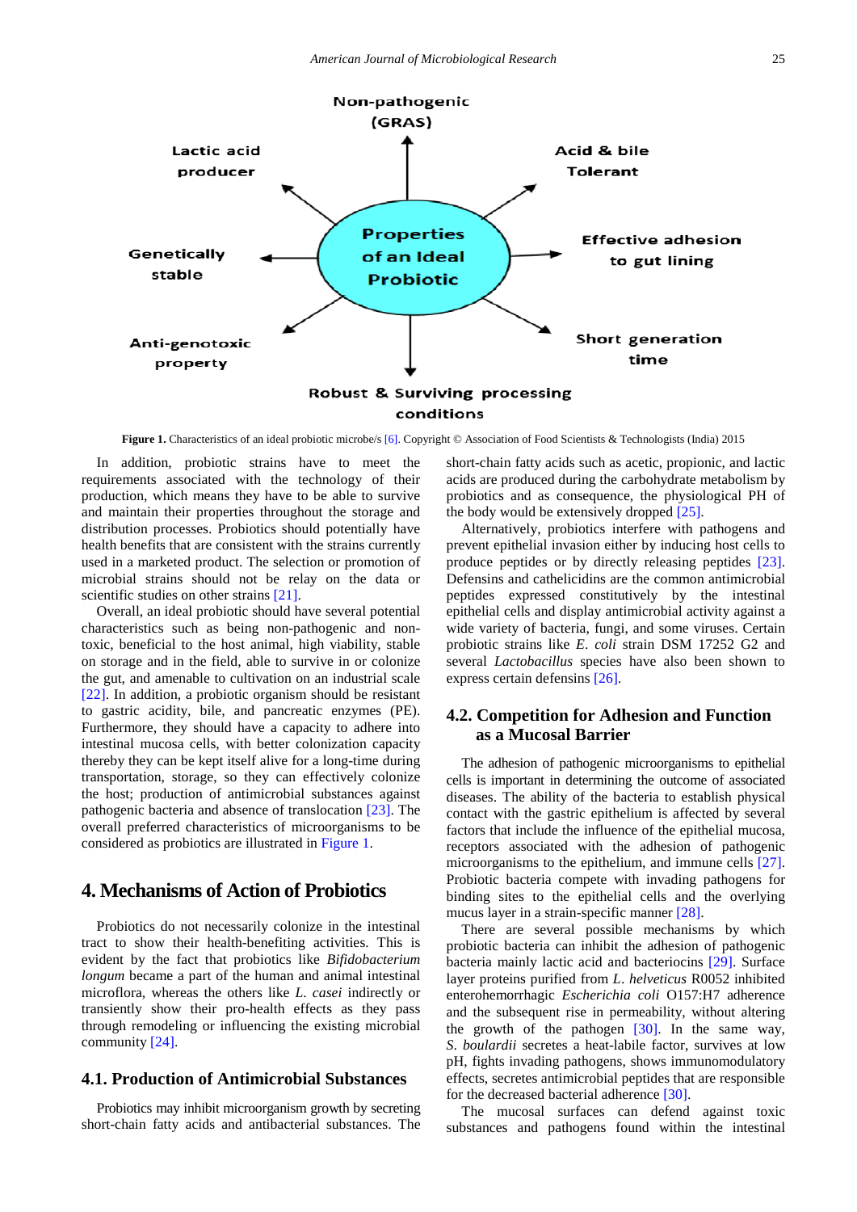Figure 1. Characteristics of an ideal probiotic microbe/s [6]. Copyright © Association of Food Scientists & Technologists (India) 2015

In addition, probiotic strains have to meet the requirements associated with the technology of their production, which means they have to be able to survive and maintain their properties throughout the storage and distribution processes. Probiotics should potentially have health benefits that are consistent with the strains currently used in a marketed product. The selection or promotion of microbial strains should not be relay on the data or scientific studies on other strains [21].

Overall, an ideal probiotic should have several potential characteristics such as being non-pathogenic and non-toxic, beneficial to the host animal, high viability, stable on storage and in the field, able to survive in or colonize the gut, and amenable to cultivation on an industrial scale [22]. In addition, a probiotic organism should be resistant to gastric acidity, bile, and pancreatic enzymes (PE). Furthermore, they should have a capacity to adhere into intestinal mucosa cells, with better colonization capacity thereby they can be kept itself alive for a long-time during transportation, storage, so they can effectively colonize the host; production of antimicrobial substances against pathogenic bacteria and absence of translocation [23]. The overall preferred characteristics of microorganisms to be considered as probiotics are illustrated in Figure 1.

# 4. Mechanisms of Action of Probiotics

Probiotics do not necessarily colonize in the intestinal tract to show their health-benefiting activities. This is evident by the fact that probiotics like *Bifidobacterium longum* became a part of the human and animal intestinal microflora, whereas the others like *L. casei* indirectly or transiently show their pro-health effects as they pass through remodeling or influencing the existing microbial community [24].

## 4.1. Production of Antimicrobial Substances

Probiotics may inhibit microorganism growth by secreting short-chain fatty acids and antibacterial substances. The short-chain fatty acids such as acetic, propionic, and lactic acids are produced during the carbohydrate metabolism by probiotics and as consequence, the physiological PH of the body would be extensively dropped [25].

Alternatively, probiotics interfere with pathogens and prevent epithelial invasion either by inducing host cells to produce peptides or by directly releasing peptides [23]. Defensins and cathelicidins are the common antimicrobial peptides expressed constitutively by the intestinal epithelial cells and display antimicrobial activity against a wide variety of bacteria, fungi, and some viruses. Certain probiotic strains like *E. coli* strain DSM 17252 G2 and several *Lactobacillus* species have also been shown to express certain defensins [26].

## 4.2. Competition for Adhesion and Function as a Mucosal Barrier

The adhesion of pathogenic microorganisms to epithelial cells is important in determining the outcome of associated diseases. The ability of the bacteria to establish physical contact with the gastric epithelium is affected by several factors that include the influence of the epithelial mucosa, receptors associated with the adhesion of pathogenic microorganisms to the epithelium, and immune cells [27]. Probiotic bacteria compete with invading pathogens for binding sites to the epithelial cells and the overlying mucus layer in a strain-specific manner [28].

There are several possible mechanisms by which probiotic bacteria can inhibit the adhesion of pathogenic bacteria mainly lactic acid and bacteriocins [29]. Surface layer proteins purified from *L. helveticus* R0052 inhibited enterohemorrhagic *Escherichia coli* O157:H7 adherence and the subsequent rise in permeability, without altering the growth of the pathogen [30]. In the same way, *S. boulardii* secretes a heat-labile factor, survives at low pH, fights invading pathogens, shows immunomodulatory effects, secretes antimicrobial peptides that are responsible for the decreased bacterial adherence [30].

The mucosal surfaces can defend against toxic substances and pathogens found within the intestinal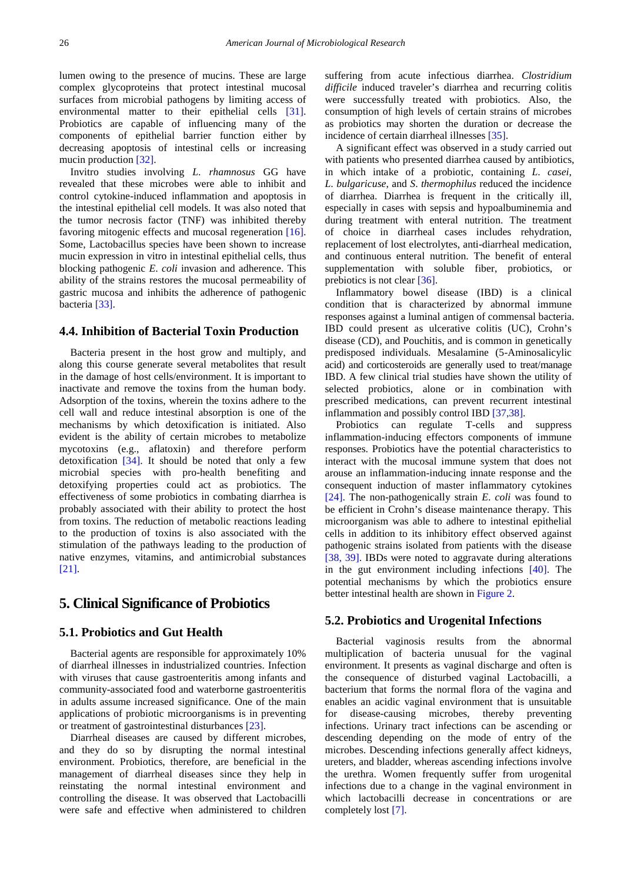lumen owing to the presence of mucins. These are large complex glycoproteins that protect intestinal mucosal surfaces from microbial pathogens by limiting access of environmental matter to their epithelial cells [31]. Probiotics are capable of influencing many of the components of epithelial barrier function either by decreasing apoptosis of intestinal cells or increasing mucin production [32].

Invitro studies involving *L. rhamnosus* GG have revealed that these microbes were able to inhibit and control cytokine-induced inflammation and apoptosis in the intestinal epithelial cell models. It was also noted that the tumor necrosis factor (TNF) was inhibited thereby favoring mitogenic effects and mucosal regeneration [16]. Some, Lactobacillus species have been shown to increase mucin expression in vitro in intestinal epithelial cells, thus blocking pathogenic *E. coli* invasion and adherence. This ability of the strains restores the mucosal permeability of gastric mucosa and inhibits the adherence of pathogenic bacteria [33].

### 4.4. Inhibition of Bacterial Toxin Production

Bacteria present in the host grow and multiply, and along this course generate several metabolites that result in the damage of host cells/environment. It is important to inactivate and remove the toxins from the human body. Adsorption of the toxins, wherein the toxins adhere to the cell wall and reduce intestinal absorption is one of the mechanisms by which detoxification is initiated. Also evident is the ability of certain microbes to metabolize mycotoxins (e.g., aflatoxin) and therefore perform detoxification [34]. It should be noted that only a few microbial species with pro-health benefiting and detoxifying properties could act as probiotics. The effectiveness of some probiotics in combating diarrhea is probably associated with their ability to protect the host from toxins. The reduction of metabolic reactions leading to the production of toxins is also associated with the stimulation of the pathways leading to the production of native enzymes, vitamins, and antimicrobial substances [21].

## 5. Clinical Significance of Probiotics

### 5.1. Probiotics and Gut Health

Bacterial agents are responsible for approximately 10% of diarrheal illnesses in industrialized countries. Infection with viruses that cause gastroenteritis among infants and community-associated food and waterborne gastroenteritis in adults assume increased significance. One of the main applications of probiotic microorganisms is in preventing or treatment of gastrointestinal disturbances [23].

Diarrheal diseases are caused by different microbes, and they do so by disrupting the normal intestinal environment. Probiotics, therefore, are beneficial in the management of diarrheal diseases since they help in reinstating the normal intestinal environment and controlling the disease. It was observed that Lactobacilli were safe and effective when administered to children suffering from acute infectious diarrhea. *Clostridium difficile* induced traveler's diarrhea and recurring colitis were successfully treated with probiotics. Also, the consumption of high levels of certain strains of microbes as probiotics may shorten the duration or decrease the incidence of certain diarrheal illnesses [35].

A significant effect was observed in a study carried out with patients who presented diarrhea caused by antibiotics, in which intake of a probiotic, containing *L. casei*, *L. bulgaricuse*, and *S. thermophilus* reduced the incidence of diarrhea. Diarrhea is frequent in the critically ill, especially in cases with sepsis and hypoalbuminemia and during treatment with enteral nutrition. The treatment of choice in diarrheal cases includes rehydration, replacement of lost electrolytes, anti-diarrheal medication, and continuous enteral nutrition. The benefit of enteral supplementation with soluble fiber, probiotics, or prebiotics is not clear [36].

Inflammatory bowel disease (IBD) is a clinical condition that is characterized by abnormal immune responses against a luminal antigen of commensal bacteria. IBD could present as ulcerative colitis (UC), Crohn's disease (CD), and Pouchitis, and is common in genetically predisposed individuals. Mesalamine (5-Aminosalicylic acid) and corticosteroids are generally used to treat/manage IBD. A few clinical trial studies have shown the utility of selected probiotics, alone or in combination with prescribed medications, can prevent recurrent intestinal inflammation and possibly control IBD [37,38].

Probiotics can regulate T-cells and suppress inflammation-inducing effectors components of immune responses. Probiotics have the potential characteristics to interact with the mucosal immune system that does not arouse an inflammation-inducing innate response and the consequent induction of master inflammatory cytokines [24]. The non-pathogenically strain *E. coli* was found to be efficient in Crohn's disease maintenance therapy. This microorganism was able to adhere to intestinal epithelial cells in addition to its inhibitory effect observed against pathogenic strains isolated from patients with the disease [38, 39]. IBDs were noted to aggravate during alterations in the gut environment including infections [40]. The potential mechanisms by which the probiotics ensure better intestinal health are shown in Figure 2.

### 5.2. Probiotics and Urogenital Infections

Bacterial vaginosis results from the abnormal multiplication of bacteria unusual for the vaginal environment. It presents as vaginal discharge and often is the consequence of disturbed vaginal Lactobacilli, a bacterium that forms the normal flora of the vagina and enables an acidic vaginal environment that is unsuitable for disease-causing microbes, thereby preventing infections. Urinary tract infections can be ascending or descending depending on the mode of entry of the microbes. Descending infections generally affect kidneys, ureters, and bladder, whereas ascending infections involve the urethra. Women frequently suffer from urogenital infections due to a change in the vaginal environment in which lactobacilli decrease in concentrations or are completely lost [7].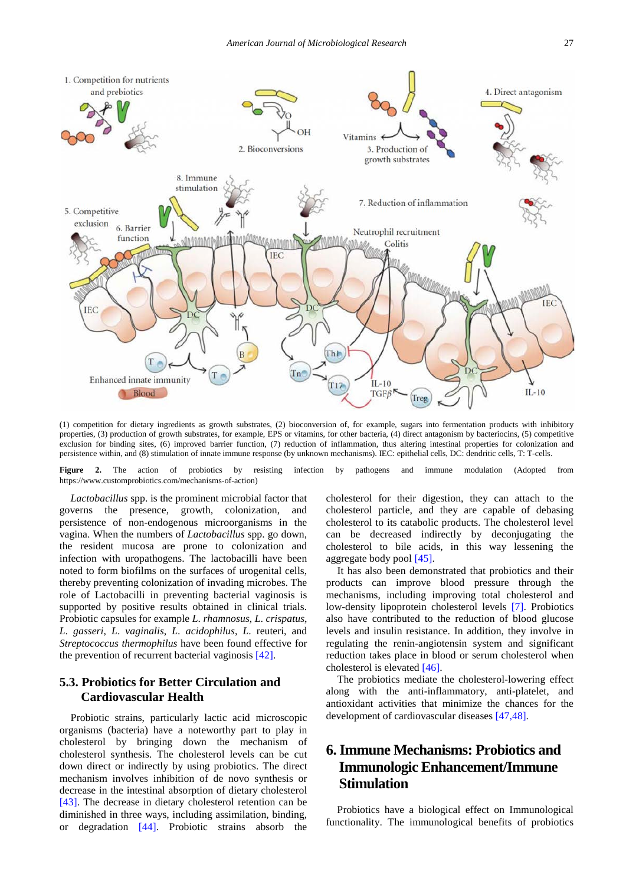(1) competition for dietary ingredients as growth substrates, (2) bioconversion of, for example, sugars into fermentation products with inhibitory properties, (3) production of growth substrates, for example, EPS or vitamins, for other bacteria, (4) direct antagonism by bacteriocins, (5) competitive exclusion for binding sites, (6) improved barrier function, (7) reduction of inflammation, thus altering intestinal properties for colonization and persistence within, and (8) stimulation of innate immune response (by unknown mechanisms). IEC: epithelial cells, DC: dendritic cells, T: T-cells.

**Figure 2.** The action of probiotics by resisting infection by pathogens and immune modulation (Adopted from https://www.customprobiotics.com/mechanisms-of-action)

*Lactobacillus* spp. is the prominent microbial factor that governs the presence, growth, colonization, and persistence of non-endogenous microorganisms in the vagina. When the numbers of *Lactobacillus* spp. go down, the resident mucosa are prone to colonization and infection with uropathogens. The lactobacilli have been noted to form biofilms on the surfaces of urogenital cells, thereby preventing colonization of invading microbes. The role of Lactobacilli in preventing bacterial vaginosis is supported by positive results obtained in clinical trials. Probiotic capsules for example *L. rhamnosus*, *L. crispatus*, *L. gasseri*, *L. vaginalis*, *L. acidophilus*, *L.* reuteri, and *Streptococcus thermophilus* have been found effective for the prevention of recurrent bacterial vaginosis [42].

## 5.3. Probiotics for Better Circulation and Cardiovascular Health

Probiotic strains, particularly lactic acid microscopic organisms (bacteria) have a noteworthy part to play in cholesterol by bringing down the mechanism of cholesterol synthesis. The cholesterol levels can be cut down direct or indirectly by using probiotics. The direct mechanism involves inhibition of de novo synthesis or decrease in the intestinal absorption of dietary cholesterol [43]. The decrease in dietary cholesterol retention can be diminished in three ways, including assimilation, binding, or degradation [44]. Probiotic strains absorb the cholesterol for their digestion, they can attach to the cholesterol particle, and they are capable of debasing cholesterol to its catabolic products. The cholesterol level can be decreased indirectly by deconjugating the cholesterol to bile acids, in this way lessening the aggregate body pool [45].

It has also been demonstrated that probiotics and their products can improve blood pressure through the mechanisms, including improving total cholesterol and low-density lipoprotein cholesterol levels [7]. Probiotics also have contributed to the reduction of blood glucose levels and insulin resistance. In addition, they involve in regulating the renin-angiotensin system and significant reduction takes place in blood or serum cholesterol when cholesterol is elevated [46].

The probiotics mediate the cholesterol-lowering effect along with the anti-inflammatory, anti-platelet, and antioxidant activities that minimize the chances for the development of cardiovascular diseases [47,48].

# 6. Immune Mechanisms: Probiotics and Immunologic Enhancement/Immune Stimulation

Probiotics have a biological effect on Immunological functionality. The immunological benefits of probiotics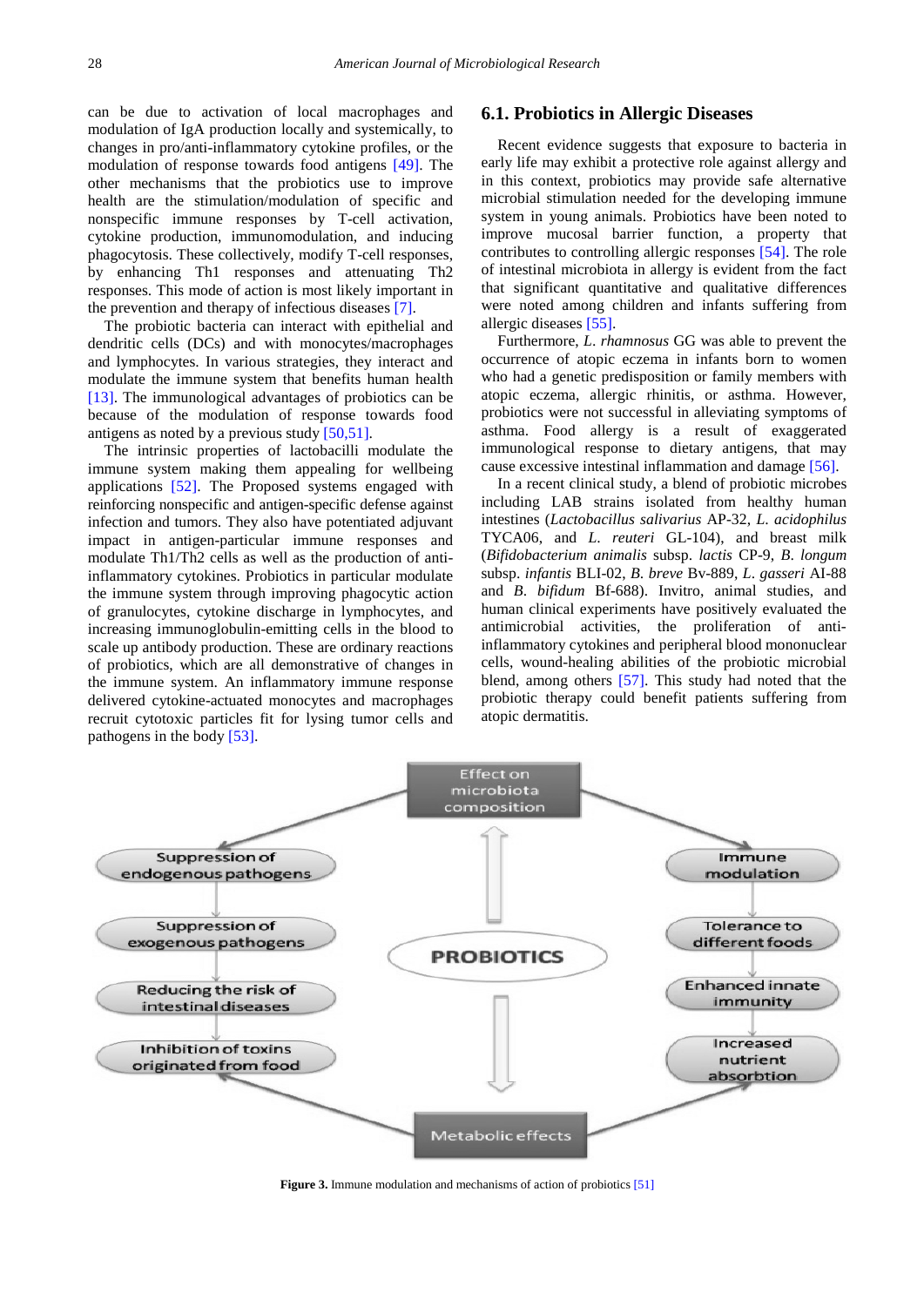can be due to activation of local macrophages and modulation of IgA production locally and systemically, to changes in pro/anti-inflammatory cytokine profiles, or the modulation of response towards food antigens [49]. The other mechanisms that the probiotics use to improve health are the stimulation/modulation of specific and nonspecific immune responses by T-cell activation, cytokine production, immunomodulation, and inducing phagocytosis. These collectively, modify T-cell responses, by enhancing Th1 responses and attenuating Th2 responses. This mode of action is most likely important in the prevention and therapy of infectious diseases [7].

The probiotic bacteria can interact with epithelial and dendritic cells (DCs) and with monocytes/macrophages and lymphocytes. In various strategies, they interact and modulate the immune system that benefits human health [13]. The immunological advantages of probiotics can be because of the modulation of response towards food antigens as noted by a previous study [50,51].

The intrinsic properties of lactobacilli modulate the immune system making them appealing for wellbeing applications [52]. The Proposed systems engaged with reinforcing nonspecific and antigen-specific defense against infection and tumors. They also have potentiated adjuvant impact in antigen-particular immune responses and modulate Th1/Th2 cells as well as the production of anti-inflammatory cytokines. Probiotics in particular modulate the immune system through improving phagocytic action of granulocytes, cytokine discharge in lymphocytes, and increasing immunoglobulin-emitting cells in the blood to scale up antibody production. These are ordinary reactions of probiotics, which are all demonstrative of changes in the immune system. An inflammatory immune response delivered cytokine-actuated monocytes and macrophages recruit cytotoxic particles fit for lysing tumor cells and pathogens in the body [53].

## 6.1. Probiotics in Allergic Diseases

Recent evidence suggests that exposure to bacteria in early life may exhibit a protective role against allergy and in this context, probiotics may provide safe alternative microbial stimulation needed for the developing immune system in young animals. Probiotics have been noted to improve mucosal barrier function, a property that contributes to controlling allergic responses [54]. The role of intestinal microbiota in allergy is evident from the fact that significant quantitative and qualitative differences were noted among children and infants suffering from allergic diseases [55].

Furthermore, *L. rhamnosus* GG was able to prevent the occurrence of atopic eczema in infants born to women who had a genetic predisposition or family members with atopic eczema, allergic rhinitis, or asthma. However, probiotics were not successful in alleviating symptoms of asthma. Food allergy is a result of exaggerated immunological response to dietary antigens, that may cause excessive intestinal inflammation and damage [56].

In a recent clinical study, a blend of probiotic microbes including LAB strains isolated from healthy human intestines (*Lactobacillus salivarius* AP-32, *L. acidophilus* TYCA06, and *L. reuteri* GL-104), and breast milk (*Bifidobacterium animalis* subsp. *lactis* CP-9, *B. longum* subsp. *infantis* BLI-02, *B. breve* Bv-889, *L. gasseri* AI-88 and *B. bifidum* Bf-688). Invitro, animal studies, and human clinical experiments have positively evaluated the antimicrobial activities, the proliferation of anti-inflammatory cytokines and peripheral blood mononuclear cells, wound-healing abilities of the probiotic microbial blend, among others [57]. This study had noted that the probiotic therapy could benefit patients suffering from atopic dermatitis.

**Figure 3.** Immune modulation and mechanisms of action of probiotics [51]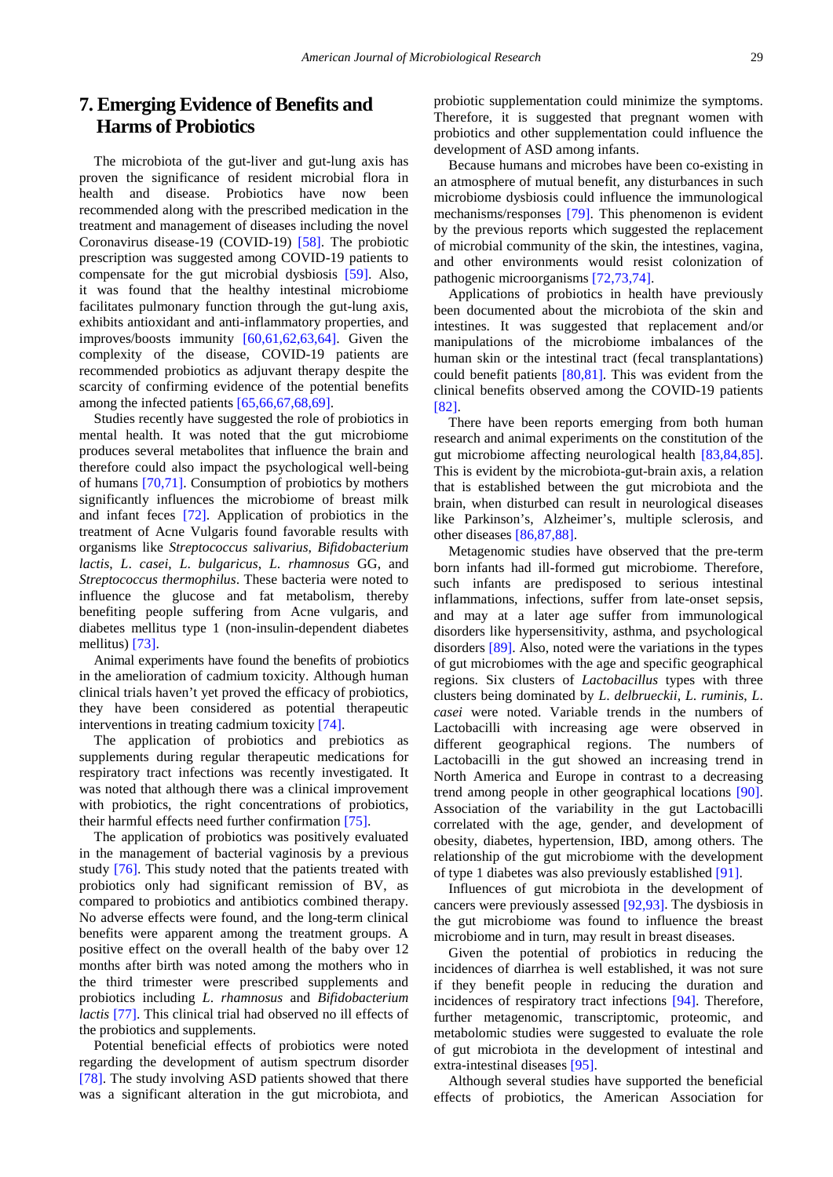## 7. Emerging Evidence of Benefits and Harms of Probiotics

The microbiota of the gut-liver and gut-lung axis has proven the significance of resident microbial flora in health and disease. Probiotics have now been recommended along with the prescribed medication in the treatment and management of diseases including the novel Coronavirus disease-19 (COVID-19) [58]. The probiotic prescription was suggested among COVID-19 patients to compensate for the gut microbial dysbiosis [59]. Also, it was found that the healthy intestinal microbiome facilitates pulmonary function through the gut-lung axis, exhibits antioxidant and anti-inflammatory properties, and improves/boosts immunity [60,61,62,63,64]. Given the complexity of the disease, COVID-19 patients are recommended probiotics as adjuvant therapy despite the scarcity of confirming evidence of the potential benefits among the infected patients [65,66,67,68,69].

Studies recently have suggested the role of probiotics in mental health. It was noted that the gut microbiome produces several metabolites that influence the brain and therefore could also impact the psychological well-being of humans [70,71]. Consumption of probiotics by mothers significantly influences the microbiome of breast milk and infant feces [72]. Application of probiotics in the treatment of Acne Vulgaris found favorable results with organisms like *Streptococcus salivarius*, *Bifidobacterium lactis*, *L. casei*, *L. bulgaricus*, *L. rhamnosus* GG, and *Streptococcus thermophilus*. These bacteria were noted to influence the glucose and fat metabolism, thereby benefiting people suffering from Acne vulgaris, and diabetes mellitus type 1 (non-insulin-dependent diabetes mellitus) [73].

Animal experiments have found the benefits of probiotics in the amelioration of cadmium toxicity. Although human clinical trials haven't yet proved the efficacy of probiotics, they have been considered as potential therapeutic interventions in treating cadmium toxicity [74].

The application of probiotics and prebiotics as supplements during regular therapeutic medications for respiratory tract infections was recently investigated. It was noted that although there was a clinical improvement with probiotics, the right concentrations of probiotics, their harmful effects need further confirmation [75].

The application of probiotics was positively evaluated in the management of bacterial vaginosis by a previous study [76]. This study noted that the patients treated with probiotics only had significant remission of BV, as compared to probiotics and antibiotics combined therapy. No adverse effects were found, and the long-term clinical benefits were apparent among the treatment groups. A positive effect on the overall health of the baby over 12 months after birth was noted among the mothers who in the third trimester were prescribed supplements and probiotics including *L. rhamnosus* and *Bifidobacterium lactis* [77]. This clinical trial had observed no ill effects of the probiotics and supplements.

Potential beneficial effects of probiotics were noted regarding the development of autism spectrum disorder [78]. The study involving ASD patients showed that there was a significant alteration in the gut microbiota, and probiotic supplementation could minimize the symptoms. Therefore, it is suggested that pregnant women with probiotics and other supplementation could influence the development of ASD among infants.

Because humans and microbes have been co-existing in an atmosphere of mutual benefit, any disturbances in such microbiome dysbiosis could influence the immunological mechanisms/responses [79]. This phenomenon is evident by the previous reports which suggested the replacement of microbial community of the skin, the intestines, vagina, and other environments would resist colonization of pathogenic microorganisms [72,73,74].

Applications of probiotics in health have previously been documented about the microbiota of the skin and intestines. It was suggested that replacement and/or manipulations of the microbiome imbalances of the human skin or the intestinal tract (fecal transplantations) could benefit patients [80,81]. This was evident from the clinical benefits observed among the COVID-19 patients [82].

There have been reports emerging from both human research and animal experiments on the constitution of the gut microbiome affecting neurological health [83,84,85]. This is evident by the microbiota-gut-brain axis, a relation that is established between the gut microbiota and the brain, when disturbed can result in neurological diseases like Parkinson's, Alzheimer's, multiple sclerosis, and other diseases [86,87,88].

Metagenomic studies have observed that the pre-term born infants had ill-formed gut microbiome. Therefore, such infants are predisposed to serious intestinal inflammations, infections, suffer from late-onset sepsis, and may at a later age suffer from immunological disorders like hypersensitivity, asthma, and psychological disorders [89]. Also, noted were the variations in the types of gut microbiomes with the age and specific geographical regions. Six clusters of *Lactobacillus* types with three clusters being dominated by *L. delbrueckii*, *L. ruminis*, *L. casei* were noted. Variable trends in the numbers of Lactobacilli with increasing age were observed in different geographical regions. The numbers of Lactobacilli in the gut showed an increasing trend in North America and Europe in contrast to a decreasing trend among people in other geographical locations [90]. Association of the variability in the gut Lactobacilli correlated with the age, gender, and development of obesity, diabetes, hypertension, IBD, among others. The relationship of the gut microbiome with the development of type 1 diabetes was also previously established [91].

Influences of gut microbiota in the development of cancers were previously assessed [92,93]. The dysbiosis in the gut microbiome was found to influence the breast microbiome and in turn, may result in breast diseases.

Given the potential of probiotics in reducing the incidences of diarrhea is well established, it was not sure if they benefit people in reducing the duration and incidences of respiratory tract infections [94]. Therefore, further metagenomic, transcriptomic, proteomic, and metabolomic studies were suggested to evaluate the role of gut microbiota in the development of intestinal and extra-intestinal diseases [95].

Although several studies have supported the beneficial effects of probiotics, the American Association for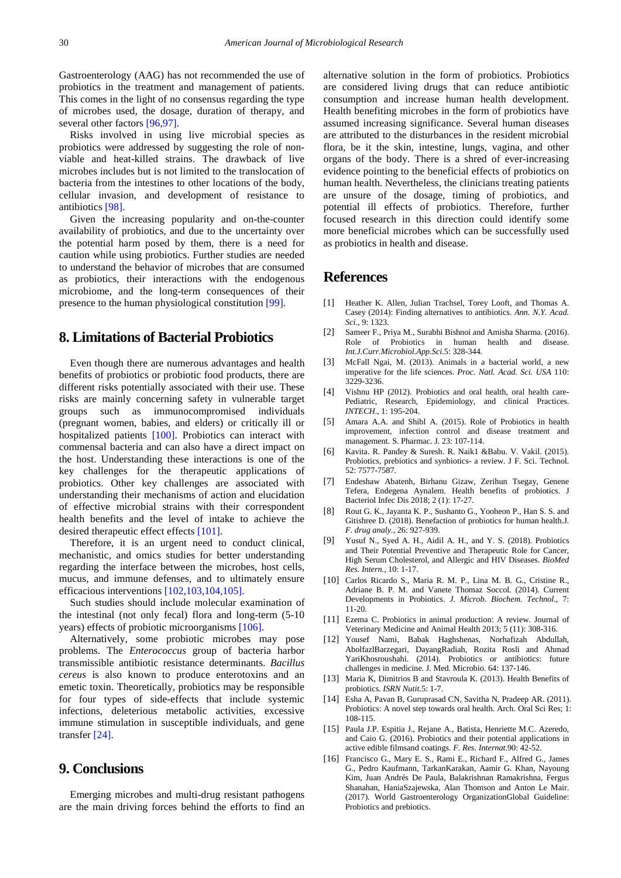Gastroenterology (AAG) has not recommended the use of probiotics in the treatment and management of patients. This comes in the light of no consensus regarding the type of microbes used, the dosage, duration of therapy, and several other factors [96,97].

Risks involved in using live microbial species as probiotics were addressed by suggesting the role of non-viable and heat-killed strains. The drawback of live microbes includes but is not limited to the translocation of bacteria from the intestines to other locations of the body, cellular invasion, and development of resistance to antibiotics [98].

Given the increasing popularity and on-the-counter availability of probiotics, and due to the uncertainty over the potential harm posed by them, there is a need for caution while using probiotics. Further studies are needed to understand the behavior of microbes that are consumed as probiotics, their interactions with the endogenous microbiome, and the long-term consequences of their presence to the human physiological constitution [99].

## 8. Limitations of Bacterial Probiotics

Even though there are numerous advantages and health benefits of probiotics or probiotic food products, there are different risks potentially associated with their use. These risks are mainly concerning safety in vulnerable target groups such as immunocompromised individuals (pregnant women, babies, and elders) or critically ill or hospitalized patients [100]. Probiotics can interact with commensal bacteria and can also have a direct impact on the host. Understanding these interactions is one of the key challenges for the therapeutic applications of probiotics. Other key challenges are associated with understanding their mechanisms of action and elucidation of effective microbial strains with their correspondent health benefits and the level of intake to achieve the desired therapeutic effect effects [101].

Therefore, it is an urgent need to conduct clinical, mechanistic, and omics studies for better understanding regarding the interface between the microbes, host cells, mucus, and immune defenses, and to ultimately ensure efficacious interventions [102,103,104,105].

Such studies should include molecular examination of the intestinal (not only fecal) flora and long-term (5-10 years) effects of probiotic microorganisms [106].

Alternatively, some probiotic microbes may pose problems. The *Enterococcus* group of bacteria harbor transmissible antibiotic resistance determinants. *Bacillus cereus* is also known to produce enterotoxins and an emetic toxin. Theoretically, probiotics may be responsible for four types of side-effects that include systemic infections, deleterious metabolic activities, excessive immune stimulation in susceptible individuals, and gene transfer [24].

## 9. Conclusions

Emerging microbes and multi-drug resistant pathogens are the main driving forces behind the efforts to find an alternative solution in the form of probiotics. Probiotics are considered living drugs that can reduce antibiotic consumption and increase human health development. Health benefiting microbes in the form of probiotics have assumed increasing significance. Several human diseases are attributed to the disturbances in the resident microbial flora, be it the skin, intestine, lungs, vagina, and other organs of the body. There is a shred of ever-increasing evidence pointing to the beneficial effects of probiotics on human health. Nevertheless, the clinicians treating patients are unsure of the dosage, timing of probiotics, and potential ill effects of probiotics. Therefore, further focused research in this direction could identify some more beneficial microbes which can be successfully used as probiotics in health and disease.

## References

[1] Heather K. Allen, Julian Trachsel, Torey Looft, and Thomas A. Casey (2014): Finding alternatives to antibiotics. *Ann. N.Y. Acad. Sci.*, 9: 1323.

[2] Sameer F., Priya M., Surabhi Bishnoi and Amisha Sharma. (2016). Role of Probiotics in human health and disease. *Int.J.Curr.Microbiol.App.Sci.*5: 328-344.

[3] McFall Ngai, M. (2013). Animals in a bacterial world, a new imperative for the life sciences. *Proc. Natl. Acad. Sci. USA* 110: 3229-3236.

[4] Vishnu HP (2012). Probiotics and oral health, oral health care-Pediatric, Research, Epidemiology, and clinical Practices. *INTECH.*, 1: 195-204.

[5] Amara A.A. and Shibl A. (2015). Role of Probiotics in health improvement, infection control and disease treatment and management. S. Pharmac. J. 23: 107-114.

[6] Kavita. R. Pandey & Suresh. R. Naik1 &Babu. V. Vakil. (2015). Probiotics, prebiotics and synbiotics- a review. J F. Sci. Technol. 52: 7577-7587.

[7] Endeshaw Abatenh, Birhanu Gizaw, Zerihun Tsegay, Genene Tefera, Endegena Aynalem. Health benefits of probiotics. J Bacteriol Infec Dis 2018; 2 (1): 17-27.

[8] Rout G. K., Jayanta K. P., Sushanto G., Yooheon P., Han S. S. and Gitishree D. (2018). Benefaction of probiotics for human health.J. *F. drug analy.*, 26: 927-939.

[9] Yusuf N., Syed A. H., Aidil A. H., and Y. S. (2018). Probiotics and Their Potential Preventive and Therapeutic Role for Cancer, High Serum Cholesterol, and Allergic and HIV Diseases. *BioMed Res. Intern.*, 10: 1-17.

[10] Carlos Ricardo S., Maria R. M. P., Lina M. B. G., Cristine R., Adriane B. P. M. and Vanete Thomaz Soccol. (2014). Current Developments in Probiotics. *J. Microb. Biochem. Technol.*, 7: 11-20.

[11] Ezema C. Probiotics in animal production: A review. Journal of Veterinary Medicine and Animal Health 2013; 5 (11): 308-316.

[12] Yousef Nami, Babak Haghshenas, Norhafizah Abdullah, AbolfazlBarzegari, DayangRadiah, Rozita Rosli and Ahmad YariKhosroushahi. (2014). Probiotics or antibiotics: future challenges in medicine. J. Med. Microbio. 64: 137-146.

[13] Maria K, Dimitrios B and Stavroula K. (2013). Health Benefits of probiotics. *ISRN Nutit.*5: 1-7.

[14] Esha A, Pavan B, Guruprasad CN, Savitha N, Pradeep AR. (2011). Probiotics: A novel step towards oral health. Arch. Oral Sci Res; 1: 108-115.

[15] Paula J.P. Espitia J., Rejane A., Batista, Henriette M.C. Azeredo, and Caio G. (2016). Probiotics and their potential applications in active edible filmsand coatings. *F. Res. Internat.*90: 42-52.

[16] Francisco G., Mary E. S., Rami E., Richard F., Alfred G., James G., Pedro Kaufmann, TarkanKarakan, Aamir G. Khan, Nayoung Kim, Juan Andrés De Paula, Balakrishnan Ramakrishna, Fergus Shanahan, HaniaSzajewska, Alan Thomson and Anton Le Mair. (2017). World Gastroenterology OrganizationGlobal Guideline: Probiotics and prebiotics.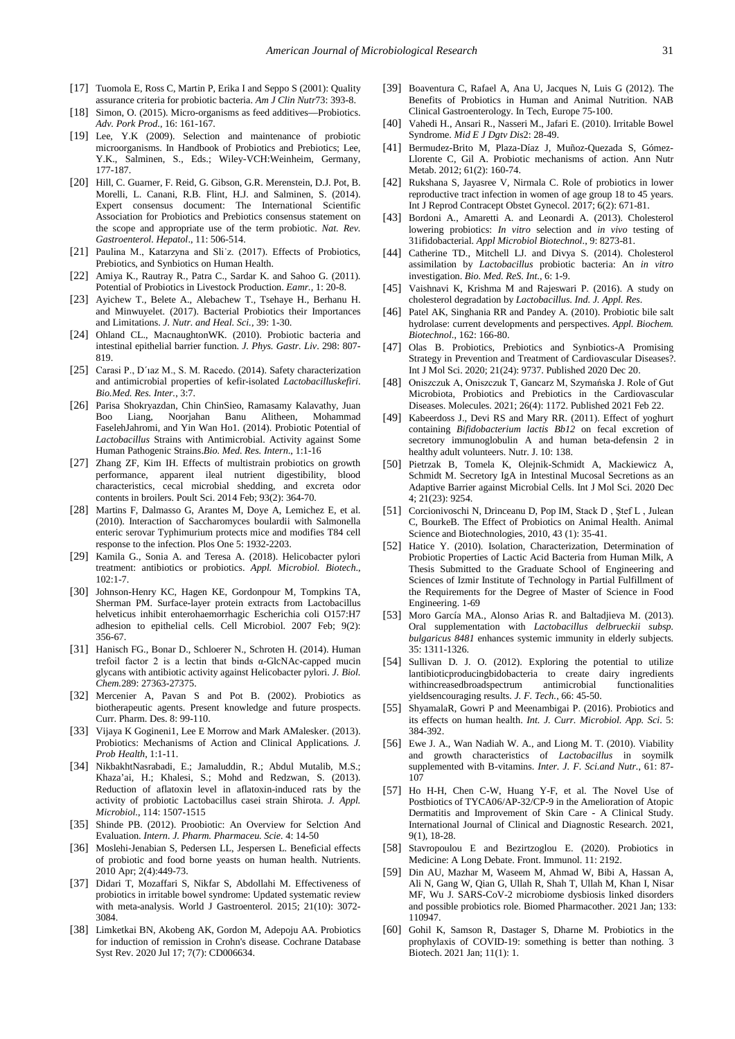[17] Tuomola E, Ross C, Martin P, Erika I and Seppo S (2001): Quality assurance criteria for probiotic bacteria. *Am J Clin Nutr*73: 393-8.

[18] Simon, O. (2015). Micro-organisms as feed additives—Probiotics. *Adv. Pork Prod.*, 16: 161-167.

[19] Lee, Y.K (2009). Selection and maintenance of probiotic microorganisms. In Handbook of Probiotics and Prebiotics; Lee, Y.K., Salminen, S., Eds.; Wiley-VCH:Weinheim, Germany, 177-187.

[20] Hill, C. Guarner, F. Reid, G. Gibson, G.R. Merenstein, D.J. Pot, B. Morelli, L. Canani, R.B. Flint, H.J. and Salminen, S. (2014). Expert consensus document: The International Scientific Association for Probiotics and Prebiotics consensus statement on the scope and appropriate use of the term probiotic. *Nat. Rev. Gastroenterol. Hepatol.*, 11: 506-514.

[21] Paulina M., Katarzyna and Sli˙z. (2017). Effects of Probiotics, Prebiotics, and Synbiotics on Human Health.

[22] Amiya K., Rautray R., Patra C., Sardar K. and Sahoo G. (2011). Potential of Probiotics in Livestock Production. *Eamr.*, 1: 20-8.

[23] Ayichew T., Belete A., Alebachew T., Tsehaye H., Berhanu H. and Minwuyelet. (2017). Bacterial Probiotics their Importances and Limitations. *J. Nutr. and Heal. Sci.*, 39: 1-30.

[24] Ohland CL., MacnaughtonWK. (2010). Probiotic bacteria and intestinal epithelial barrier function. *J. Phys. Gastr. Liv*. 298: 807-819.

[25] Carasi P., D´ıaz M., S. M. Racedo. (2014). Safety characterization and antimicrobial properties of kefir-isolated *Lactobacilluskefiri*. *Bio.Med. Res. Inter.*, 3:7.

[26] Parisa Shokryazdan, Chin ChinSieo, Ramasamy Kalavathy, Juan Boo Liang, Noorjahan Banu Alitheen, Mohammad FaselehJahromi, and Yin Wan Ho1. (2014). Probiotic Potential of *Lactobacillus* Strains with Antimicrobial. Activity against Some Human Pathogenic Strains.*Bio. Med. Res. Intern.*, 1:1-16

[27] Zhang ZF, Kim IH. Effects of multistrain probiotics on growth performance, apparent ileal nutrient digestibility, blood characteristics, cecal microbial shedding, and excreta odor contents in broilers. Poult Sci. 2014 Feb; 93(2): 364-70.

[28] Martins F, Dalmasso G, Arantes M, Doye A, Lemichez E, et al. (2010). Interaction of Saccharomyces boulardii with Salmonella enteric serovar Typhimurium protects mice and modifies T84 cell response to the infection. Plos One 5: 1932-2203.

[29] Kamila G., Sonia A. and Teresa A. (2018). Helicobacter pylori treatment: antibiotics or probiotics. *Appl. Microbiol. Biotech.*, 102:1-7.

[30] Johnson-Henry KC, Hagen KE, Gordonpour M, Tompkins TA, Sherman PM. Surface-layer protein extracts from Lactobacillus helveticus inhibit enterohaemorrhagic Escherichia coli O157:H7 adhesion to epithelial cells. Cell Microbiol. 2007 Feb; 9(2): 356-67.

[31] Hanisch FG., Bonar D., Schloerer N., Schroten H. (2014). Human trefoil factor 2 is a lectin that binds α-GlcNAc-capped mucin glycans with antibiotic activity against Helicobacter pylori. *J. Biol. Chem.*289: 27363-27375.

[32] Mercenier A, Pavan S and Pot B. (2002). Probiotics as biotherapeutic agents. Present knowledge and future prospects. Curr. Pharm. Des. 8: 99-110.

[33] Vijaya K Gogineni1, Lee E Morrow and Mark AMalesker. (2013). Probiotics: Mechanisms of Action and Clinical Applications. *J. Prob Health*, 1:1-11.

[34] NikbakhtNasrabadi, E.; Jamaluddin, R.; Abdul Mutalib, M.S.; Khaza'ai, H.; Khalesi, S.; Mohd and Redzwan, S. (2013). Reduction of aflatoxin level in aflatoxin-induced rats by the activity of probiotic Lactobacillus casei strain Shirota. *J. Appl. Microbiol.*, 114: 1507-1515

[35] Shinde PB. (2012). Proobiotic: An Overview for Selction And Evaluation. *Intern. J. Pharm. Pharmaceu. Scie.* 4: 14-50

[36] Moslehi-Jenabian S, Pedersen LL, Jespersen L. Beneficial effects of probiotic and food borne yeasts on human health. Nutrients. 2010 Apr; 2(4):449-73.

[37] Didari T, Mozaffari S, Nikfar S, Abdollahi M. Effectiveness of probiotics in irritable bowel syndrome: Updated systematic review with meta-analysis. World J Gastroenterol. 2015; 21(10): 3072-3084.

[38] Limketkai BN, Akobeng AK, Gordon M, Adepoju AA. Probiotics for induction of remission in Crohn's disease. Cochrane Database Syst Rev. 2020 Jul 17; 7(7): CD006634.

[39] Boaventura C, Rafael A, Ana U, Jacques N, Luis G (2012). The Benefits of Probiotics in Human and Animal Nutrition. NAB Clinical Gastroenterology. In Tech, Europe 75-100.

[40] Vahedi H., Ansari R., Nasseri M., Jafari E. (2010). Irritable Bowel Syndrome. *Mid E J Dgtv Dis*2: 28-49.

[41] Bermudez-Brito M, Plaza-Díaz J, Muñoz-Quezada S, Gómez-Llorente C, Gil A. Probiotic mechanisms of action. Ann Nutr Metab. 2012; 61(2): 160-74.

[42] Rukshana S, Jayasree V, Nirmala C. Role of probiotics in lower reproductive tract infection in women of age group 18 to 45 years. Int J Reprod Contracept Obstet Gynecol. 2017; 6(2): 671-81.

[43] Bordoni A, Amaretti A. and Leonardi A. (2013). Cholesterol lowering probiotics: *In vitro* selection and *in vivo* testing of 31ifidobacterial. *Appl Microbiol Biotechnol.*, 9: 8273-81.

[44] Catherine TD., Mitchell LJ. and Divya S. (2014). Cholesterol assimilation by *Lactobacillus* probiotic bacteria: An *in vitro* investigation. *Bio. Med. ReS. Int.*, 6: 1-9.

[45] Vaishnavi K, Krishma M and Rajeswari P. (2016). A study on cholesterol degradation by *Lactobacillus. Ind. J. Appl. Res*.

[46] Patel AK, Singhania RR and Pandey A. (2010). Probiotic bile salt hydrolase: current developments and perspectives. *Appl. Biochem. Biotechnol.*, 162: 166-80.

[47] Olas B. Probiotics, Prebiotics and Synbiotics-A Promising Strategy in Prevention and Treatment of Cardiovascular Diseases?. Int J Mol Sci. 2020; 21(24): 9737. Published 2020 Dec 20.

[48] Oniszczuk A, Oniszczuk T, Gancarz M, Szymańska J. Role of Gut Microbiota, Probiotics and Prebiotics in the Cardiovascular Diseases. Molecules. 2021; 26(4): 1172. Published 2021 Feb 22.

[49] Kabeerdoss J., Devi RS and Mary RR. (2011). Effect of yoghurt containing *Bifidobacterium lactis Bb12* on fecal excretion of secretory immunoglobulin A and human beta-defensin 2 in healthy adult volunteers. Nutr. J. 10: 138.

[50] Pietrzak B, Tomela K, Olejnik-Schmidt A, Mackiewicz A, Schmidt M. Secretory IgA in Intestinal Mucosal Secretions as an Adaptive Barrier against Microbial Cells. Int J Mol Sci. 2020 Dec 4; 21(23): 9254.

[51] Corcionivoschi N, Drinceanu D, Pop IM, Stack D , Ştef L , Julean C, BourkeB. The Effect of Probiotics on Animal Health. Animal Science and Biotechnologies, 2010, 43 (1): 35-41.

[52] Hatice Y. (2010). Isolation, Characterization, Determination of Probiotic Properties of Lactic Acid Bacteria from Human Milk, A Thesis Submitted to the Graduate School of Engineering and Sciences of Izmir Institute of Technology in Partial Fulfillment of the Requirements for the Degree of Master of Science in Food Engineering. 1-69

[53] Moro García MA., Alonso Arias R. and Baltadjieva M. (2013). Oral supplementation with *Lactobacillus delbrueckii subsp. bulgaricus 8481* enhances systemic immunity in elderly subjects. 35: 1311-1326.

[54] Sullivan D. J. O. (2012). Exploring the potential to utilize lantibioticproducingbidobacteria to create dairy ingredients withincreasedbroadspectrum antimicrobial functionalities yieldsencouraging results. *J. F. Tech.*, 66: 45-50.

[55] ShyamalaR, Gowri P and Meenambigai P. (2016). Probiotics and its effects on human health. *Int. J. Curr. Microbiol. App. Sci*. 5: 384-392.

[56] Ewe J. A., Wan Nadiah W. A., and Liong M. T. (2010). Viability and growth characteristics of *Lactobacillus* in soymilk supplemented with B-vitamins. *Inter. J. F. Sci.and Nutr.*, 61: 87-107

[57] Ho H-H, Chen C-W, Huang Y-F, et al. The Novel Use of Postbiotics of TYCA06/AP-32/CP-9 in the Amelioration of Atopic Dermatitis and Improvement of Skin Care - A Clinical Study. International Journal of Clinical and Diagnostic Research. 2021, 9(1), 18-28.

[58] Stavropoulou E and Bezirtzoglou E. (2020). Probiotics in Medicine: A Long Debate. Front. Immunol. 11: 2192.

[59] Din AU, Mazhar M, Waseem M, Ahmad W, Bibi A, Hassan A, Ali N, Gang W, Qian G, Ullah R, Shah T, Ullah M, Khan I, Nisar MF, Wu J. SARS-CoV-2 microbiome dysbiosis linked disorders and possible probiotics role. Biomed Pharmacother. 2021 Jan; 133: 110947.

[60] Gohil K, Samson R, Dastager S, Dharne M. Probiotics in the prophylaxis of COVID-19: something is better than nothing. 3 Biotech. 2021 Jan; 11(1): 1.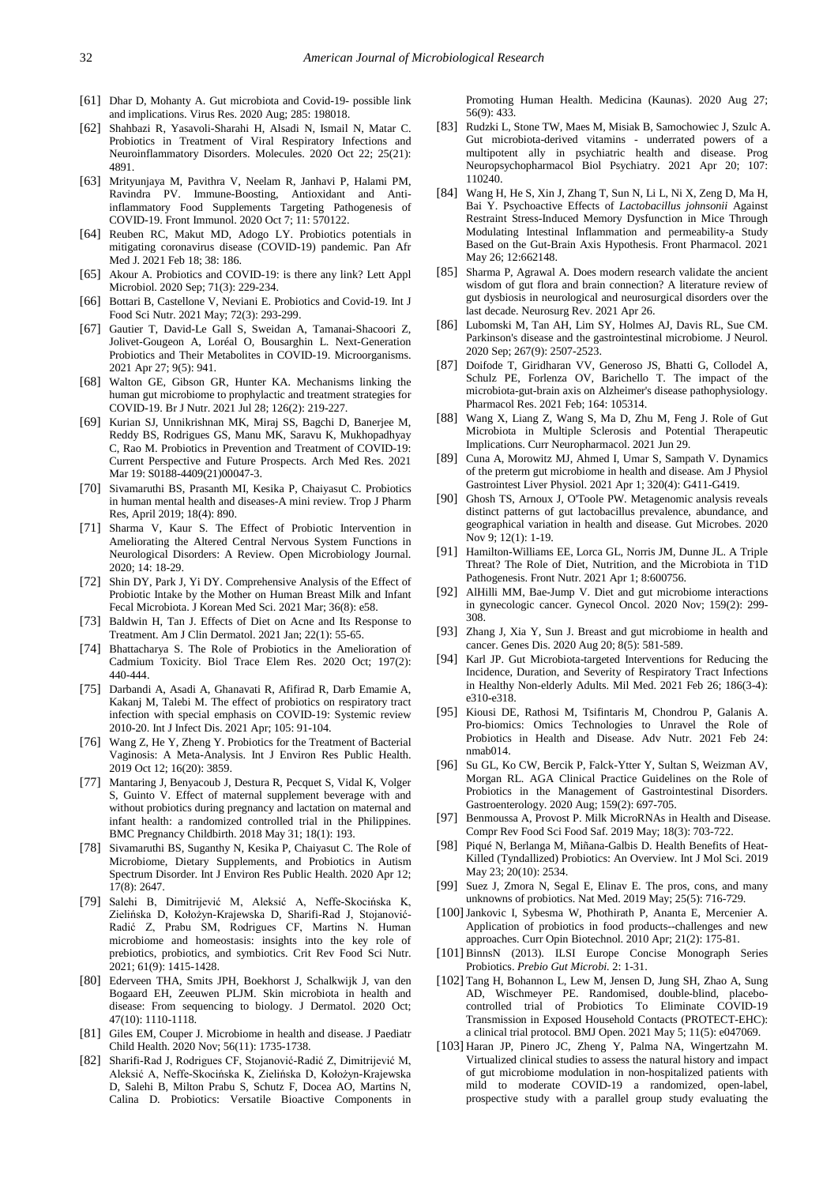[61] Dhar D, Mohanty A. Gut microbiota and Covid-19- possible link and implications. Virus Res. 2020 Aug; 285: 198018.

[62] Shahbazi R, Yasavoli-Sharahi H, Alsadi N, Ismail N, Matar C. Probiotics in Treatment of Viral Respiratory Infections and Neuroinflammatory Disorders. Molecules. 2020 Oct 22; 25(21): 4891.

[63] Mrityunjaya M, Pavithra V, Neelam R, Janhavi P, Halami PM, Ravindra PV. Immune-Boosting, Antioxidant and Anti-inflammatory Food Supplements Targeting Pathogenesis of COVID-19. Front Immunol. 2020 Oct 7; 11: 570122.

[64] Reuben RC, Makut MD, Adogo LY. Probiotics potentials in mitigating coronavirus disease (COVID-19) pandemic. Pan Afr Med J. 2021 Feb 18; 38: 186.

[65] Akour A. Probiotics and COVID-19: is there any link? Lett Appl Microbiol. 2020 Sep; 71(3): 229-234.

[66] Bottari B, Castellone V, Neviani E. Probiotics and Covid-19. Int J Food Sci Nutr. 2021 May; 72(3): 293-299.

[67] Gautier T, David-Le Gall S, Sweidan A, Tamanai-Shacoori Z, Jolivet-Gougeon A, Loréal O, Bousarghin L. Next-Generation Probiotics and Their Metabolites in COVID-19. Microorganisms. 2021 Apr 27; 9(5): 941.

[68] Walton GE, Gibson GR, Hunter KA. Mechanisms linking the human gut microbiome to prophylactic and treatment strategies for COVID-19. Br J Nutr. 2021 Jul 28; 126(2): 219-227.

[69] Kurian SJ, Unnikrishnan MK, Miraj SS, Bagchi D, Banerjee M, Reddy BS, Rodrigues GS, Manu MK, Saravu K, Mukhopadhyay C, Rao M. Probiotics in Prevention and Treatment of COVID-19: Current Perspective and Future Prospects. Arch Med Res. 2021 Mar 19: S0188-4409(21)00047-3.

[70] Sivamaruthi BS, Prasanth MI, Kesika P, Chaiyasut C. Probiotics in human mental health and diseases-A mini review. Trop J Pharm Res, April 2019; 18(4): 890.

[71] Sharma V, Kaur S. The Effect of Probiotic Intervention in Ameliorating the Altered Central Nervous System Functions in Neurological Disorders: A Review. Open Microbiology Journal. 2020; 14: 18-29.

[72] Shin DY, Park J, Yi DY. Comprehensive Analysis of the Effect of Probiotic Intake by the Mother on Human Breast Milk and Infant Fecal Microbiota. J Korean Med Sci. 2021 Mar; 36(8): e58.

[73] Baldwin H, Tan J. Effects of Diet on Acne and Its Response to Treatment. Am J Clin Dermatol. 2021 Jan; 22(1): 55-65.

[74] Bhattacharya S. The Role of Probiotics in the Amelioration of Cadmium Toxicity. Biol Trace Elem Res. 2020 Oct; 197(2): 440-444.

[75] Darbandi A, Asadi A, Ghanavati R, Afifirad R, Darb Emamie A, Kakanj M, Talebi M. The effect of probiotics on respiratory tract infection with special emphasis on COVID-19: Systemic review 2010-20. Int J Infect Dis. 2021 Apr; 105: 91-104.

[76] Wang Z, He Y, Zheng Y. Probiotics for the Treatment of Bacterial Vaginosis: A Meta-Analysis. Int J Environ Res Public Health. 2019 Oct 12; 16(20): 3859.

[77] Mantaring J, Benyacoub J, Destura R, Pecquet S, Vidal K, Volger S, Guinto V. Effect of maternal supplement beverage with and without probiotics during pregnancy and lactation on maternal and infant health: a randomized controlled trial in the Philippines. BMC Pregnancy Childbirth. 2018 May 31; 18(1): 193.

[78] Sivamaruthi BS, Suganthy N, Kesika P, Chaiyasut C. The Role of Microbiome, Dietary Supplements, and Probiotics in Autism Spectrum Disorder. Int J Environ Res Public Health. 2020 Apr 12; 17(8): 2647.

[79] Salehi B, Dimitrijević M, Aleksić A, Neffe-Skocińska K, Zielińska D, Kołożyn-Krajewska D, Sharifi-Rad J, Stojanović-Radić Z, Prabu SM, Rodrigues CF, Martins N. Human microbiome and homeostasis: insights into the key role of prebiotics, probiotics, and symbiotics. Crit Rev Food Sci Nutr. 2021; 61(9): 1415-1428.

[80] Ederveen THA, Smits JPH, Boekhorst J, Schalkwijk J, van den Bogaard EH, Zeeuwen PLJM. Skin microbiota in health and disease: From sequencing to biology. J Dermatol. 2020 Oct; 47(10): 1110-1118.

[81] Giles EM, Couper J. Microbiome in health and disease. J Paediatr Child Health. 2020 Nov; 56(11): 1735-1738.

[82] Sharifi-Rad J, Rodrigues CF, Stojanović-Radić Z, Dimitrijević M, Aleksić A, Neffe-Skocińska K, Zielińska D, Kołożyn-Krajewska D, Salehi B, Milton Prabu S, Schutz F, Docea AO, Martins N, Calina D. Probiotics: Versatile Bioactive Components in Promoting Human Health. Medicina (Kaunas). 2020 Aug 27; 56(9): 433.

[83] Rudzki L, Stone TW, Maes M, Misiak B, Samochowiec J, Szulc A. Gut microbiota-derived vitamins - underrated powers of a multipotent ally in psychiatric health and disease. Prog Neuropsychopharmacol Biol Psychiatry. 2021 Apr 20; 107: 110240.

[84] Wang H, He S, Xin J, Zhang T, Sun N, Li L, Ni X, Zeng D, Ma H, Bai Y. Psychoactive Effects of *Lactobacillus johnsonii* Against Restraint Stress-Induced Memory Dysfunction in Mice Through Modulating Intestinal Inflammation and permeability-a Study Based on the Gut-Brain Axis Hypothesis. Front Pharmacol. 2021 May 26; 12:662148.

[85] Sharma P, Agrawal A. Does modern research validate the ancient wisdom of gut flora and brain connection? A literature review of gut dysbiosis in neurological and neurosurgical disorders over the last decade. Neurosurg Rev. 2021 Apr 26.

[86] Lubomski M, Tan AH, Lim SY, Holmes AJ, Davis RL, Sue CM. Parkinson's disease and the gastrointestinal microbiome. J Neurol. 2020 Sep; 267(9): 2507-2523.

[87] Doifode T, Giridharan VV, Generoso JS, Bhatti G, Collodel A, Schulz PE, Forlenza OV, Barichello T. The impact of the microbiota-gut-brain axis on Alzheimer's disease pathophysiology. Pharmacol Res. 2021 Feb; 164: 105314.

[88] Wang X, Liang Z, Wang S, Ma D, Zhu M, Feng J. Role of Gut Microbiota in Multiple Sclerosis and Potential Therapeutic Implications. Curr Neuropharmacol. 2021 Jun 29.

[89] Cuna A, Morowitz MJ, Ahmed I, Umar S, Sampath V. Dynamics of the preterm gut microbiome in health and disease. Am J Physiol Gastrointest Liver Physiol. 2021 Apr 1; 320(4): G411-G419.

[90] Ghosh TS, Arnoux J, O'Toole PW. Metagenomic analysis reveals distinct patterns of gut lactobacillus prevalence, abundance, and geographical variation in health and disease. Gut Microbes. 2020 Nov 9; 12(1): 1-19.

[91] Hamilton-Williams EE, Lorca GL, Norris JM, Dunne JL. A Triple Threat? The Role of Diet, Nutrition, and the Microbiota in T1D Pathogenesis. Front Nutr. 2021 Apr 1; 8:600756.

[92] AlHilli MM, Bae-Jump V. Diet and gut microbiome interactions in gynecologic cancer. Gynecol Oncol. 2020 Nov; 159(2): 299-308.

[93] Zhang J, Xia Y, Sun J. Breast and gut microbiome in health and cancer. Genes Dis. 2020 Aug 20; 8(5): 581-589.

[94] Karl JP. Gut Microbiota-targeted Interventions for Reducing the Incidence, Duration, and Severity of Respiratory Tract Infections in Healthy Non-elderly Adults. Mil Med. 2021 Feb 26; 186(3-4): e310-e318.

[95] Kiousi DE, Rathosi M, Tsifintaris M, Chondrou P, Galanis A. Pro-biomics: Omics Technologies to Unravel the Role of Probiotics in Health and Disease. Adv Nutr. 2021 Feb 24: nmab014.

[96] Su GL, Ko CW, Bercik P, Falck-Ytter Y, Sultan S, Weizman AV, Morgan RL. AGA Clinical Practice Guidelines on the Role of Probiotics in the Management of Gastrointestinal Disorders. Gastroenterology. 2020 Aug; 159(2): 697-705.

[97] Benmoussa A, Provost P. Milk MicroRNAs in Health and Disease. Compr Rev Food Sci Food Saf. 2019 May; 18(3): 703-722.

[98] Piqué N, Berlanga M, Miñana-Galbis D. Health Benefits of Heat-Killed (Tyndallized) Probiotics: An Overview. Int J Mol Sci. 2019 May 23; 20(10): 2534.

[99] Suez J, Zmora N, Segal E, Elinav E. The pros, cons, and many unknowns of probiotics. Nat Med. 2019 May; 25(5): 716-729.

[100] Jankovic I, Sybesma W, Phothirath P, Ananta E, Mercenier A. Application of probiotics in food products--challenges and new approaches. Curr Opin Biotechnol. 2010 Apr; 21(2): 175-81.

[101] BinnsN (2013). ILSI Europe Concise Monograph Series Probiotics. *Prebio Gut Microbi.* 2: 1-31.

[102] Tang H, Bohannon L, Lew M, Jensen D, Jung SH, Zhao A, Sung AD, Wischmeyer PE. Randomised, double-blind, placebo-controlled trial of Probiotics To Eliminate COVID-19 Transmission in Exposed Household Contacts (PROTECT-EHC): a clinical trial protocol. BMJ Open. 2021 May 5; 11(5): e047069.

[103] Haran JP, Pinero JC, Zheng Y, Palma NA, Wingertzahn M. Virtualized clinical studies to assess the natural history and impact of gut microbiome modulation in non-hospitalized patients with mild to moderate COVID-19 a randomized, open-label, prospective study with a parallel group study evaluating the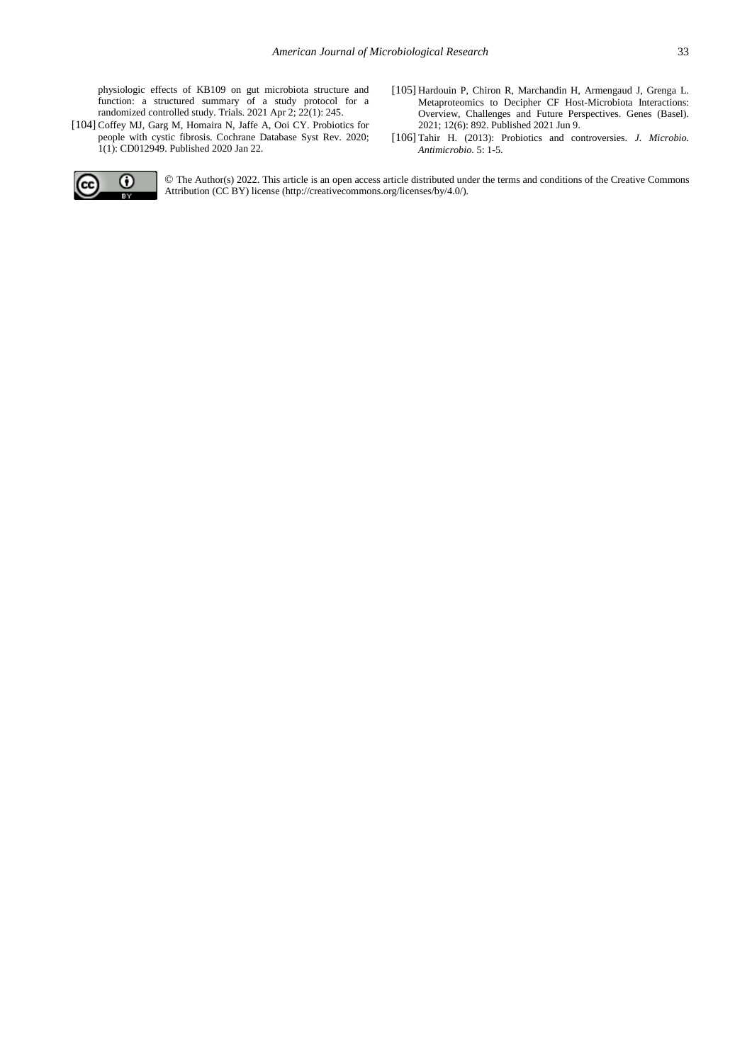physiologic effects of KB109 on gut microbiota structure and function: a structured summary of a study protocol for a randomized controlled study. Trials. 2021 Apr 2; 22(1): 245.

[104] Coffey MJ, Garg M, Homaira N, Jaffe A, Ooi CY. Probiotics for people with cystic fibrosis. Cochrane Database Syst Rev. 2020; 1(1): CD012949. Published 2020 Jan 22.

[105] Hardouin P, Chiron R, Marchandin H, Armengaud J, Grenga L. Metaproteomics to Decipher CF Host-Microbiota Interactions: Overview, Challenges and Future Perspectives. Genes (Basel). 2021; 12(6): 892. Published 2021 Jun 9.

[106] Tahir H. (2013): Probiotics and controversies. *J. Microbio. Antimicrobio.* 5: 1-5.

© The Author(s) 2022. This article is an open access article distributed under the terms and conditions of the Creative Commons Attribution (CC BY) license (http://creativecommons.org/licenses/by/4.0/).